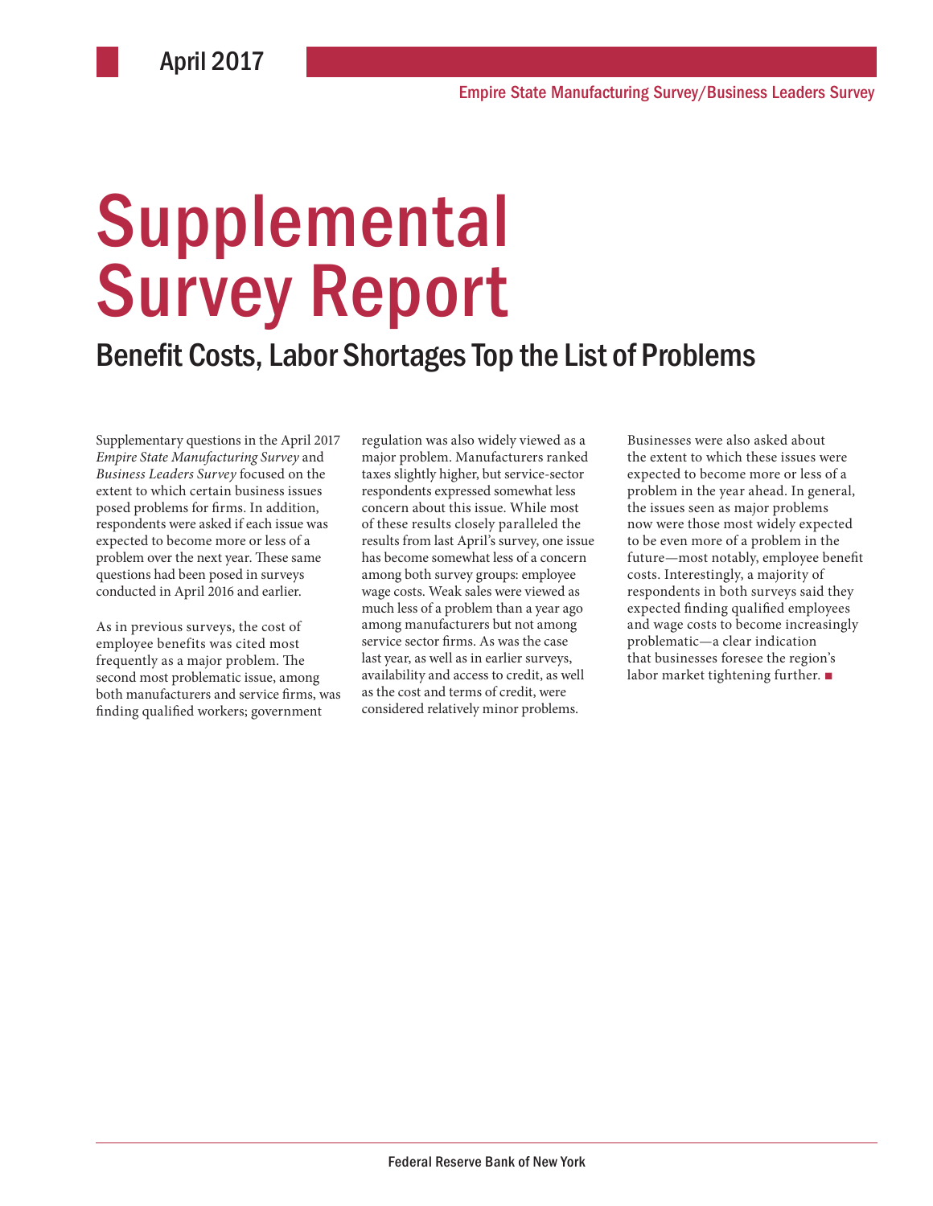April 2017

Empire State Manufacturing Survey/Business Leaders Survey

# Supplemental Survey Report

## Benefit Costs, Labor Shortages Top the List of Problems

Supplementary questions in the April 2017 *Empire State Manufacturing Survey* and *Business Leaders Survey* focused on the extent to which certain business issues posed problems for firms. In addition, respondents were asked if each issue was expected to become more or less of a problem over the next year. These same questions had been posed in surveys conducted in April 2016 and earlier.

As in previous surveys, the cost of employee benefits was cited most frequently as a major problem. The second most problematic issue, among both manufacturers and service firms, was finding qualified workers; government regulation was also widely viewed as a major problem. Manufacturers ranked taxes slightly higher, but service-sector respondents expressed somewhat less concern about this issue. While most of these results closely paralleled the results from last April's survey, one issue has become somewhat less of a concern among both survey groups: employee wage costs. Weak sales were viewed as much less of a problem than a year ago among manufacturers but not among service sector firms. As was the case last year, as well as in earlier surveys, availability and access to credit, as well as the cost and terms of credit, were considered relatively minor problems.

Businesses were also asked about the extent to which these issues were expected to become more or less of a problem in the year ahead. In general, the issues seen as major problems now were those most widely expected to be even more of a problem in the future—most notably, employee benefit costs. Interestingly, a majority of respondents in both surveys said they expected finding qualified employees and wage costs to become increasingly problematic—a clear indication that businesses foresee the region's labor market tightening further. ■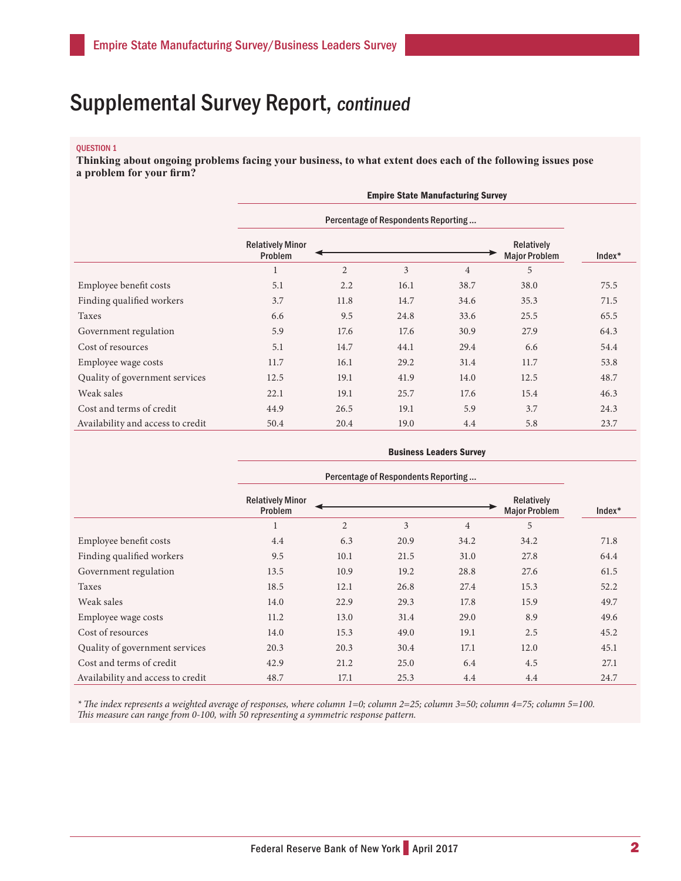# Supplemental Survey Report, *continued*

QUESTION 1

**Thinking about ongoing problems facing your business, to what extent does each of the following issues pose a problem for your firm?**

**Empire State Manufacturing Survey**

| | Percentage of Respondents Reporting ... | | | | | |
|---|---|---|---|---|---|---|
| | Relatively Minor Problem | ← | | → | Relatively Major Problem | Index* |
| | 1 | 2 | 3 | 4 | 5 | |
| Employee benefit costs | 5.1 | 2.2 | 16.1 | 38.7 | 38.0 | 75.5 |
| Finding qualified workers | 3.7 | 11.8 | 14.7 | 34.6 | 35.3 | 71.5 |
| Taxes | 6.6 | 9.5 | 24.8 | 33.6 | 25.5 | 65.5 |
| Government regulation | 5.9 | 17.6 | 17.6 | 30.9 | 27.9 | 64.3 |
| Cost of resources | 5.1 | 14.7 | 44.1 | 29.4 | 6.6 | 54.4 |
| Employee wage costs | 11.7 | 16.1 | 29.2 | 31.4 | 11.7 | 53.8 |
| Quality of government services | 12.5 | 19.1 | 41.9 | 14.0 | 12.5 | 48.7 |
| Weak sales | 22.1 | 19.1 | 25.7 | 17.6 | 15.4 | 46.3 |
| Cost and terms of credit | 44.9 | 26.5 | 19.1 | 5.9 | 3.7 | 24.3 |
| Availability and access to credit | 50.4 | 20.4 | 19.0 | 4.4 | 5.8 | 23.7 |

**Business Leaders Survey**

| | Percentage of Respondents Reporting ... | | | | | |
|---|---|---|---|---|---|---|
| | Relatively Minor Problem | ← | | → | Relatively Major Problem | Index* |
| | 1 | 2 | 3 | 4 | 5 | |
| Employee benefit costs | 4.4 | 6.3 | 20.9 | 34.2 | 34.2 | 71.8 |
| Finding qualified workers | 9.5 | 10.1 | 21.5 | 31.0 | 27.8 | 64.4 |
| Government regulation | 13.5 | 10.9 | 19.2 | 28.8 | 27.6 | 61.5 |
| Taxes | 18.5 | 12.1 | 26.8 | 27.4 | 15.3 | 52.2 |
| Weak sales | 14.0 | 22.9 | 29.3 | 17.8 | 15.9 | 49.7 |
| Employee wage costs | 11.2 | 13.0 | 31.4 | 29.0 | 8.9 | 49.6 |
| Cost of resources | 14.0 | 15.3 | 49.0 | 19.1 | 2.5 | 45.2 |
| Quality of government services | 20.3 | 20.3 | 30.4 | 17.1 | 12.0 | 45.1 |
| Cost and terms of credit | 42.9 | 21.2 | 25.0 | 6.4 | 4.5 | 27.1 |
| Availability and access to credit | 48.7 | 17.1 | 25.3 | 4.4 | 4.4 | 24.7 |

*\* The index represents a weighted average of responses, where column 1=0; column 2=25; column 3=50; column 4=75; column 5=100. This measure can range from 0-100, with 50 representing a symmetric response pattern.*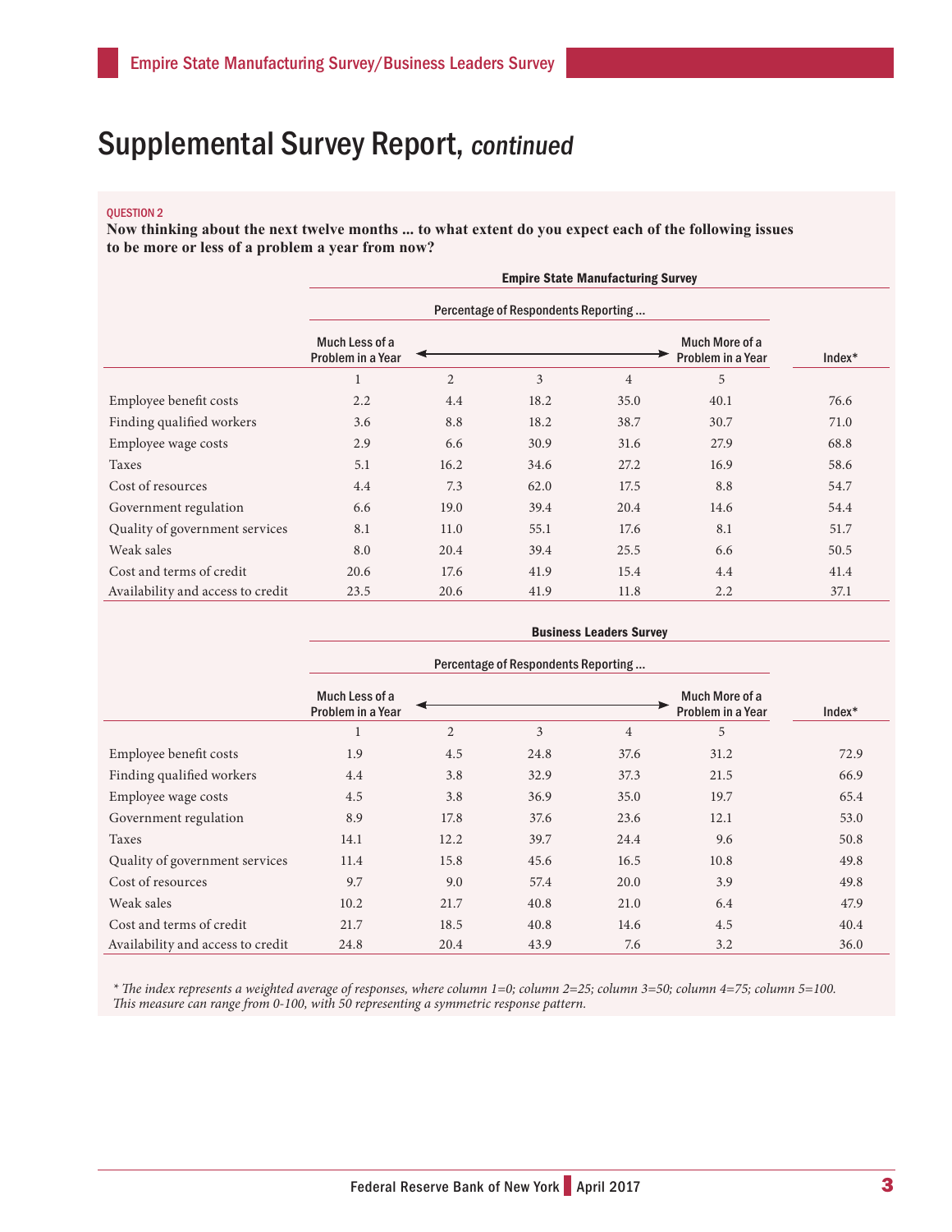# Supplemental Survey Report, *continued*

QUESTION 2

**Now thinking about the next twelve months ... to what extent do you expect each of the following issues to be more or less of a problem a year from now?**

**Empire State Manufacturing Survey**

| | Percentage of Respondents Reporting ... | | | | | |
|---|---|---|---|---|---|---|
| | Much Less of a Problem in a Year | | | | Much More of a Problem in a Year | Index* |
| | 1 | 2 | 3 | 4 | 5 | |
| Employee benefit costs | 2.2 | 4.4 | 18.2 | 35.0 | 40.1 | 76.6 |
| Finding qualified workers | 3.6 | 8.8 | 18.2 | 38.7 | 30.7 | 71.0 |
| Employee wage costs | 2.9 | 6.6 | 30.9 | 31.6 | 27.9 | 68.8 |
| Taxes | 5.1 | 16.2 | 34.6 | 27.2 | 16.9 | 58.6 |
| Cost of resources | 4.4 | 7.3 | 62.0 | 17.5 | 8.8 | 54.7 |
| Government regulation | 6.6 | 19.0 | 39.4 | 20.4 | 14.6 | 54.4 |
| Quality of government services | 8.1 | 11.0 | 55.1 | 17.6 | 8.1 | 51.7 |
| Weak sales | 8.0 | 20.4 | 39.4 | 25.5 | 6.6 | 50.5 |
| Cost and terms of credit | 20.6 | 17.6 | 41.9 | 15.4 | 4.4 | 41.4 |
| Availability and access to credit | 23.5 | 20.6 | 41.9 | 11.8 | 2.2 | 37.1 |

**Business Leaders Survey**

| | Percentage of Respondents Reporting ... | | | | | |
|---|---|---|---|---|---|---|
| | Much Less of a Problem in a Year | | | | Much More of a Problem in a Year | Index* |
| | 1 | 2 | 3 | 4 | 5 | |
| Employee benefit costs | 1.9 | 4.5 | 24.8 | 37.6 | 31.2 | 72.9 |
| Finding qualified workers | 4.4 | 3.8 | 32.9 | 37.3 | 21.5 | 66.9 |
| Employee wage costs | 4.5 | 3.8 | 36.9 | 35.0 | 19.7 | 65.4 |
| Government regulation | 8.9 | 17.8 | 37.6 | 23.6 | 12.1 | 53.0 |
| Taxes | 14.1 | 12.2 | 39.7 | 24.4 | 9.6 | 50.8 |
| Quality of government services | 11.4 | 15.8 | 45.6 | 16.5 | 10.8 | 49.8 |
| Cost of resources | 9.7 | 9.0 | 57.4 | 20.0 | 3.9 | 49.8 |
| Weak sales | 10.2 | 21.7 | 40.8 | 21.0 | 6.4 | 47.9 |
| Cost and terms of credit | 21.7 | 18.5 | 40.8 | 14.6 | 4.5 | 40.4 |
| Availability and access to credit | 24.8 | 20.4 | 43.9 | 7.6 | 3.2 | 36.0 |

*\* The index represents a weighted average of responses, where column 1=0; column 2=25; column 3=50; column 4=75; column 5=100. This measure can range from 0-100, with 50 representing a symmetric response pattern.*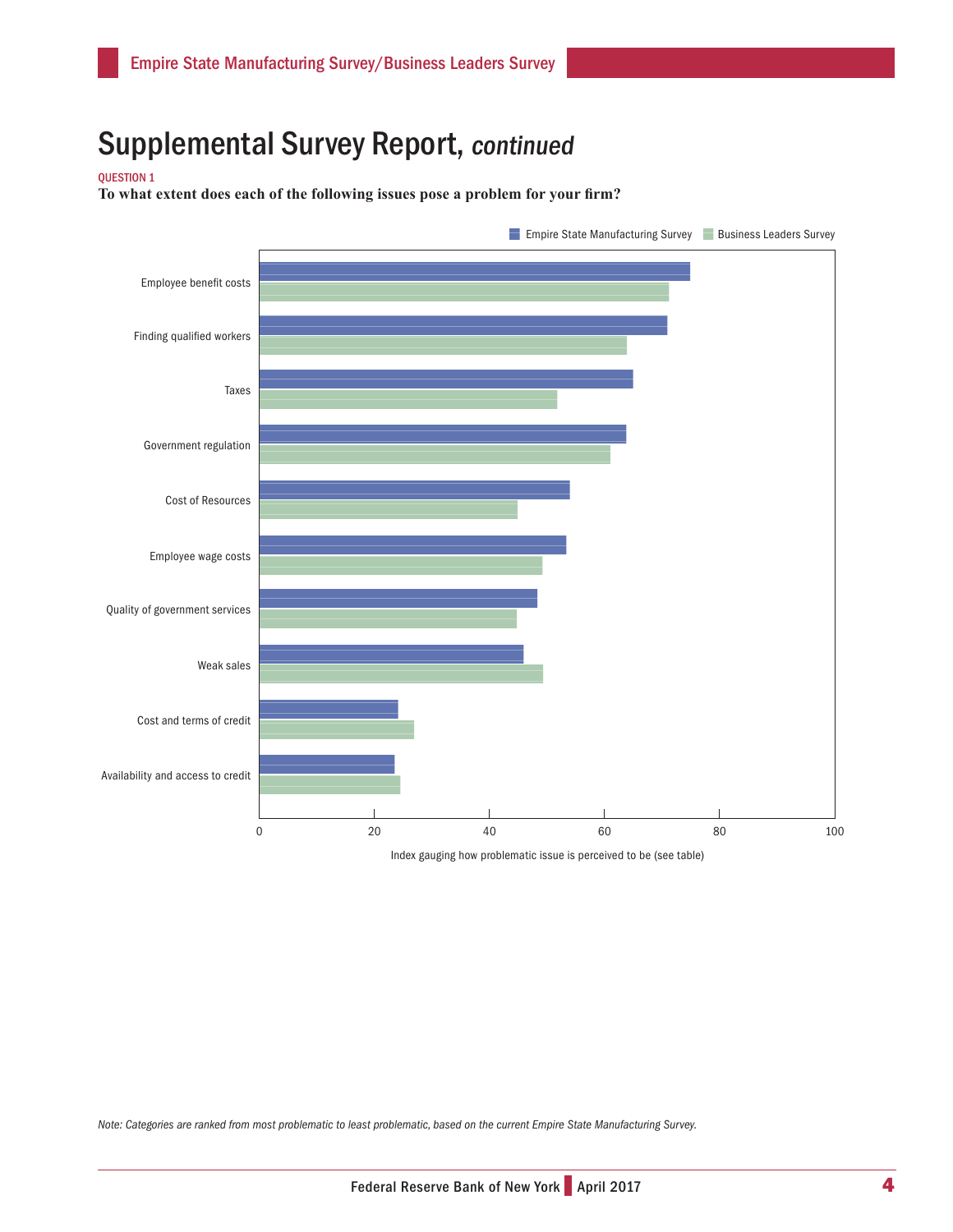# Supplemental Survey Report, *continued*

QUESTION 1

**To what extent does each of the following issues pose a problem for your firm?**

Empire State Manufacturing Survey | Business Leaders Survey

Employee benefit costs

Finding qualified workers

Taxes

Government regulation

Cost of Resources

Employee wage costs

Quality of government services

Weak sales

Cost and terms of credit

Availability and access to credit

0 | 20 | 40 | 60 | 80 | 100

Index gauging how problematic issue is perceived to be (see table)

*Note: Categories are ranked from most problematic to least problematic, based on the current Empire State Manufacturing Survey.*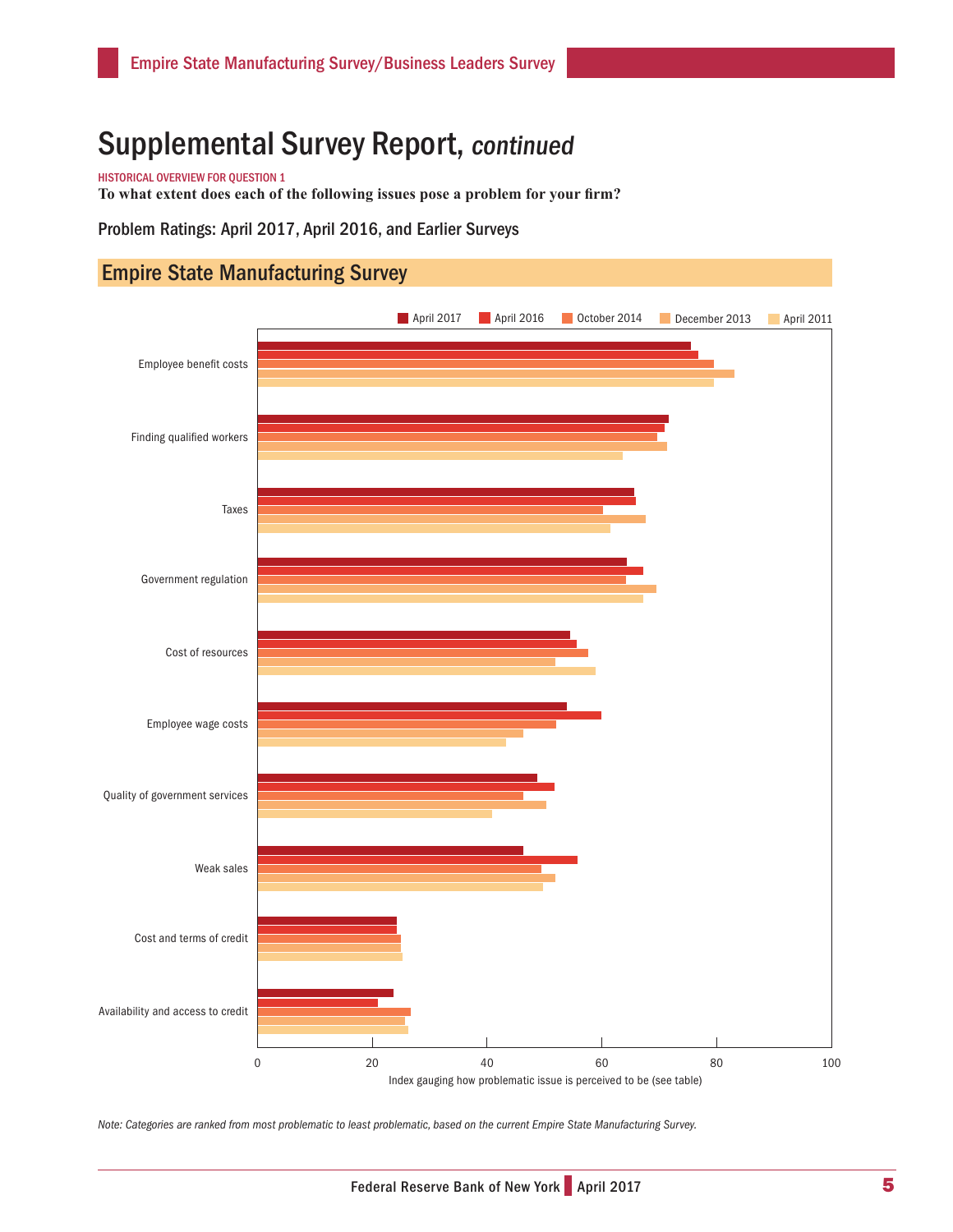# Supplemental Survey Report, *continued*

HISTORICAL OVERVIEW FOR QUESTION 1

**To what extent does each of the following issues pose a problem for your firm?**

Problem Ratings: April 2017, April 2016, and Earlier Surveys

## Empire State Manufacturing Survey

April 2017 | April 2016 | October 2014 | December 2013 | April 2011

Employee benefit costs

Finding qualified workers

Taxes

Government regulation

Cost of resources

Employee wage costs

Quality of government services

Weak sales

Cost and terms of credit

Availability and access to credit

0 20 40 60 80 100

Index gauging how problematic issue is perceived to be (see table)

*Note: Categories are ranked from most problematic to least problematic, based on the current Empire State Manufacturing Survey.*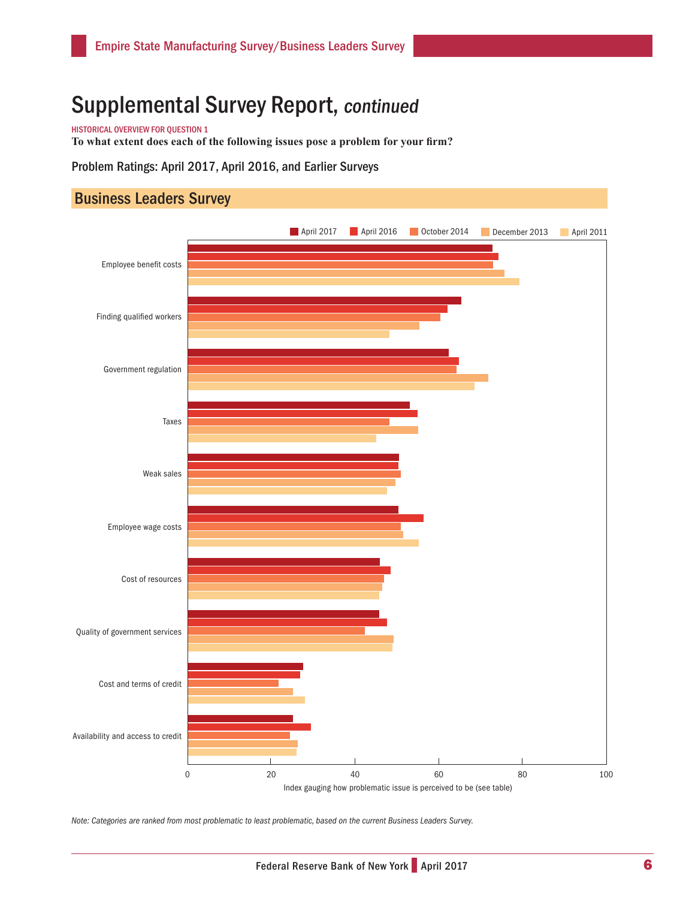# Supplemental Survey Report, *continued*

HISTORICAL OVERVIEW FOR QUESTION 1

**To what extent does each of the following issues pose a problem for your firm?**

Problem Ratings: April 2017, April 2016, and Earlier Surveys

## Business Leaders Survey

April 2017
April 2016
October 2014
December 2013
April 2011

Employee benefit costs
Finding qualified workers
Government regulation
Taxes
Weak sales
Employee wage costs
Cost of resources
Quality of government services
Cost and terms of credit
Availability and access to credit

0
20
40
60
80
100

Index gauging how problematic issue is perceived to be (see table)

*Note: Categories are ranked from most problematic to least problematic, based on the current Business Leaders Survey.*